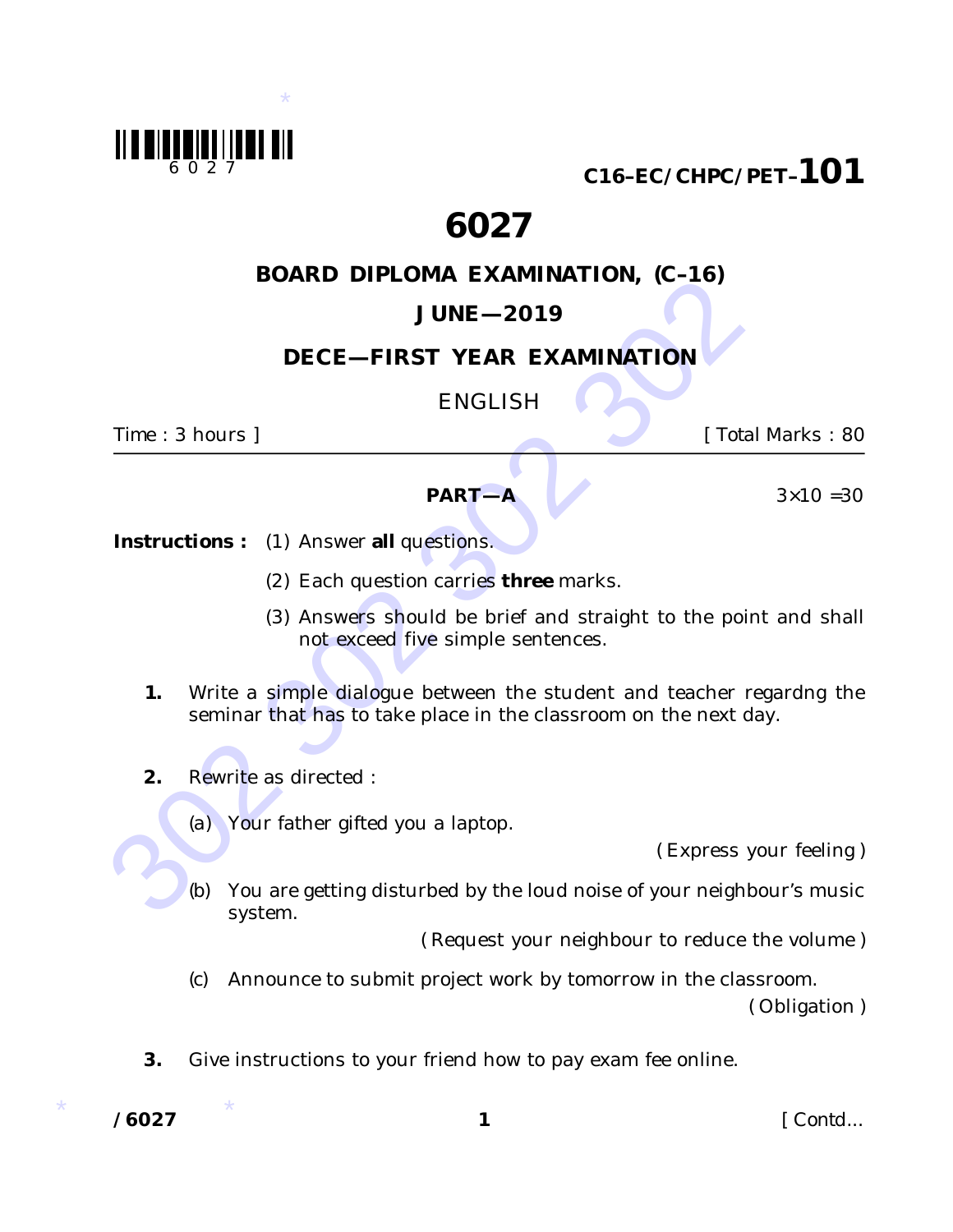C16–EC/CHPC/PET–**101**

# 6027

## BOARD DIPLOMA EXAMINATION, (C–16)

## JUNE—2019

## DECE—FIRST YEAR EXAMINATION

ENGLISH

Time : 3 hours ] [ Total Marks : 80

---

**PART—A** $3 \times 10 = 30$

**Instructions :** (1) Answer **all** questions.

(2) Each question carries **three** marks.

(3) Answers should be brief and straight to the point and shall not exceed five simple sentences.

**1.** Write a simple dialogue between the student and teacher regardng the seminar that has to take place in the classroom on the next day.

**2.** Rewrite as directed :

(a) Your father gifted you a laptop.

( Express your feeling )

(b) You are getting disturbed by the loud noise of your neighbour's music system.

( Request your neighbour to reduce the volume )

(c) Announce to submit project work by tomorrow in the classroom.

( Obligation )

**3.** Give instructions to your friend how to pay exam fee online.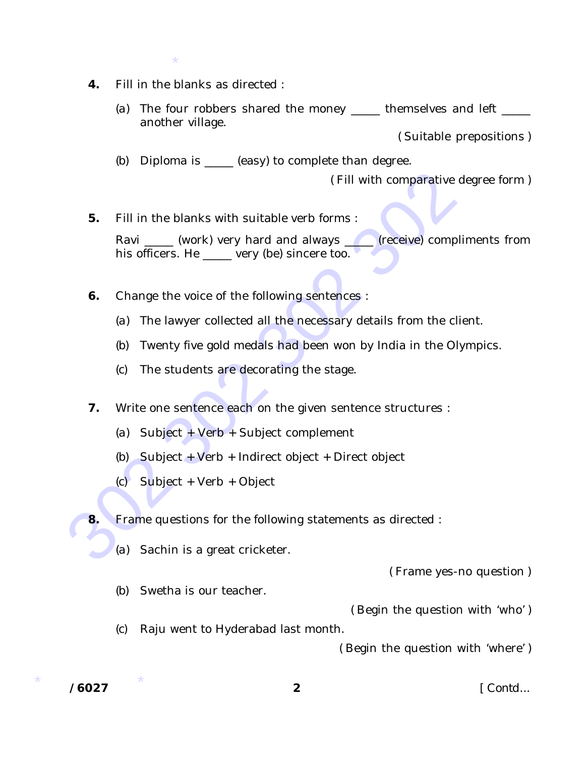**4.** Fill in the blanks as directed :

(a) The four robbers shared the money _____ themselves and left _____ another village.

( Suitable prepositions )

(b) Diploma is _____ (easy) to complete than degree.

( Fill with comparative degree form )

**5.** Fill in the blanks with suitable verb forms :

Ravi _____ (work) very hard and always _____ (receive) compliments from his officers. He _____ very (be) sincere too.

**6.** Change the voice of the following sentences :

(a) The lawyer collected all the necessary details from the client.

(b) Twenty five gold medals had been won by India in the Olympics.

(c) The students are decorating the stage.

**7.** Write one sentence each on the given sentence structures :

(a) Subject + Verb + Subject complement

(b) Subject + Verb + Indirect object + Direct object

(c) Subject + Verb + Object

**8.** Frame questions for the following statements as directed :

(a) Sachin is a great cricketer.

( Frame yes-no question )

(b) Swetha is our teacher.

( Begin the question with 'who' )

(c) Raju went to Hyderabad last month.

( Begin the question with 'where' )

[ Contd...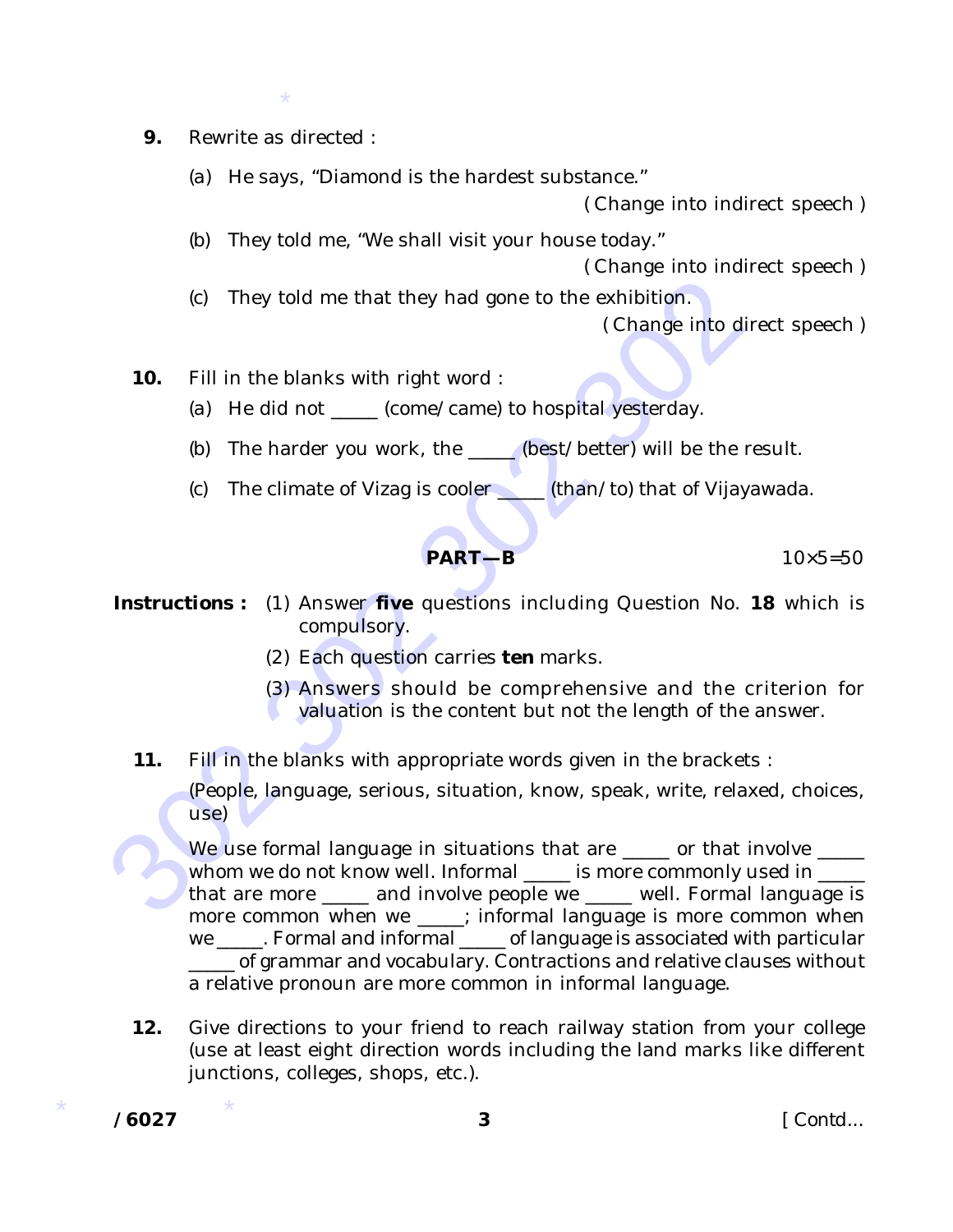9. Rewrite as directed :

   (a) He says, "Diamond is the hardest substance."

   ( Change into indirect speech )

   (b) They told me, "We shall visit your house today."

   ( Change into indirect speech )

   (c) They told me that they had gone to the exhibition.

   ( Change into direct speech )

10. Fill in the blanks with right word :

   (a) He did not _____ (come/came) to hospital yesterday.

   (b) The harder you work, the _____ (best/better) will be the result.

   (c) The climate of Vizag is cooler _____ (than/to) that of Vijayawada.

## PART—B

$10 \times 5 = 50$

**Instructions :** (1) Answer **five** questions including Question No. **18** which is compulsory.

(2) Each question carries **ten** marks.

(3) Answers should be comprehensive and the criterion for valuation is the content but not the length of the answer.

11. Fill in the blanks with appropriate words given in the brackets :

   (People, language, serious, situation, know, speak, write, relaxed, choices, use)

   We use formal language in situations that are _____ or that involve _____ whom we do not know well. Informal _____ is more commonly used in _____ that are more _____ and involve people we _____ well. Formal language is more common when we _____; informal language is more common when we _____. Formal and informal _____ of language is associated with particular _____ of grammar and vocabulary. Contractions and relative clauses without a relative pronoun are more common in informal language.

12. Give directions to your friend to reach railway station from your college (use at least eight direction words including the land marks like different junctions, colleges, shops, etc.).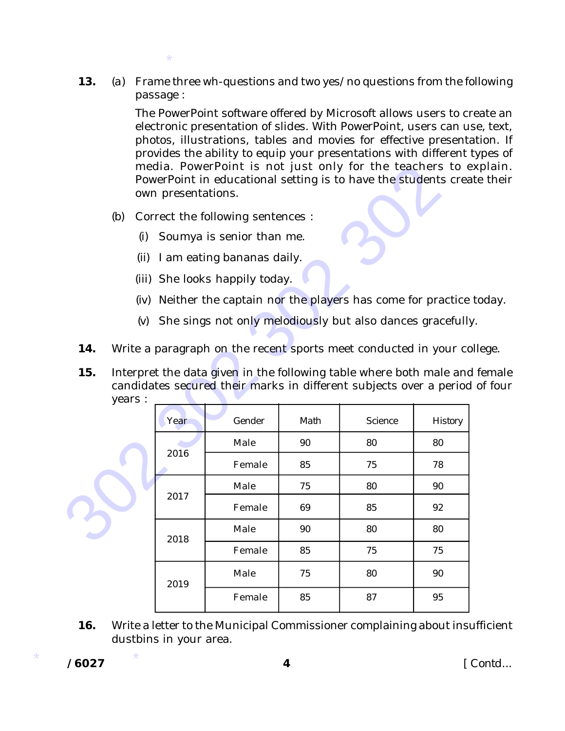**13.** (a) Frame three wh-questions and two yes/no questions from the following passage :

The PowerPoint software offered by Microsoft allows users to create an electronic presentation of slides. With PowerPoint, users can use, text, photos, illustrations, tables and movies for effective presentation. If provides the ability to equip your presentations with different types of media. PowerPoint is not just only for the teachers to explain. PowerPoint in educational setting is to have the students create their own presentations.

(b) Correct the following sentences :

(i) Soumya is senior than me.

(ii) I am eating bananas daily.

(iii) She looks happily today.

(iv) Neither the captain nor the players has come for practice today.

(v) She sings not only melodiously but also dances gracefully.

**14.** Write a paragraph on the recent sports meet conducted in your college.

**15.** Interpret the data given in the following table where both male and female candidates secured their marks in different subjects over a period of four years :

| Year | Gender | Math | Science | History |
|---|---|---|---|---|
| 2016 | Male | 90 | 80 | 80 |
| | Female | 85 | 75 | 78 |
| 2017 | Male | 75 | 80 | 90 |
| | Female | 69 | 85 | 92 |
| 2018 | Male | 90 | 80 | 80 |
| | Female | 85 | 75 | 75 |
| 2019 | Male | 75 | 80 | 90 |
| | Female | 85 | 87 | 95 |

**16.** Write a letter to the Municipal Commissioner complaining about insufficient dustbins in your area.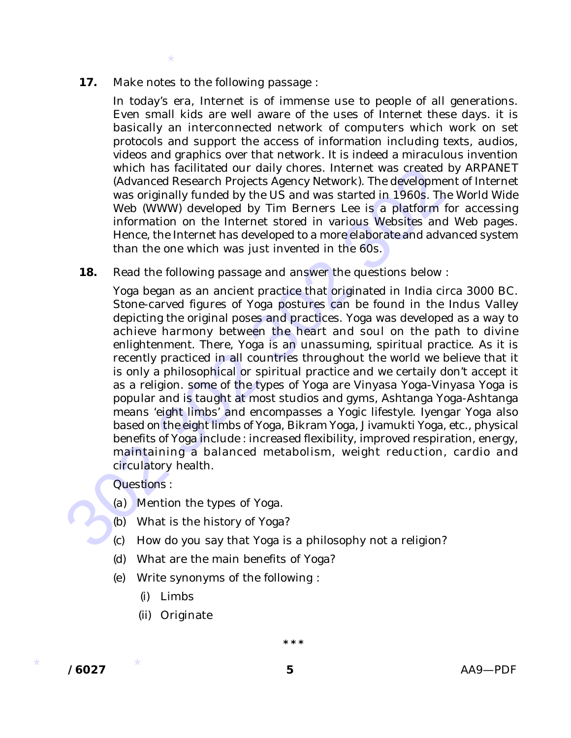**17.** Make notes to the following passage :

In today's era, Internet is of immense use to people of all generations. Even small kids are well aware of the uses of Internet these days. it is basically an interconnected network of computers which work on set protocols and support the access of information including texts, audios, videos and graphics over that network. It is indeed a miraculous invention which has facilitated our daily chores. Internet was created by ARPANET (Advanced Research Projects Agency Network). The development of Internet was originally funded by the US and was started in 1960s. The World Wide Web (WWW) developed by Tim Berners Lee is a platform for accessing information on the Internet stored in various Websites and Web pages. Hence, the Internet has developed to a more elaborate and advanced system than the one which was just invented in the 60s.

**18.** Read the following passage and answer the questions below :

Yoga began as an ancient practice that originated in India circa 3000 BC. Stone-carved figures of Yoga postures can be found in the Indus Valley depicting the original poses and practices. Yoga was developed as a way to achieve harmony between the heart and soul on the path to divine enlightenment. There, Yoga is an unassuming, spiritual practice. As it is recently practiced in all countries throughout the world we believe that it is only a philosophical or spiritual practice and we certaily don't accept it as a religion. some of the types of Yoga are Vinyasa Yoga-Vinyasa Yoga is popular and is taught at most studios and gyms, Ashtanga Yoga-Ashtanga means 'eight limbs' and encompasses a Yogic lifestyle. Iyengar Yoga also based on the eight limbs of Yoga, Bikram Yoga, Jivamukti Yoga, etc., physical benefits of Yoga include : increased flexibility, improved respiration, energy, maintaining a balanced metabolism, weight reduction, cardio and circulatory health.

Questions :

(a) Mention the types of Yoga.

(b) What is the history of Yoga?

(c) How do you say that Yoga is a philosophy not a religion?

(d) What are the main benefits of Yoga?

(e) Write synonyms of the following :

(i) Limbs

(ii) Originate

\*\*\*